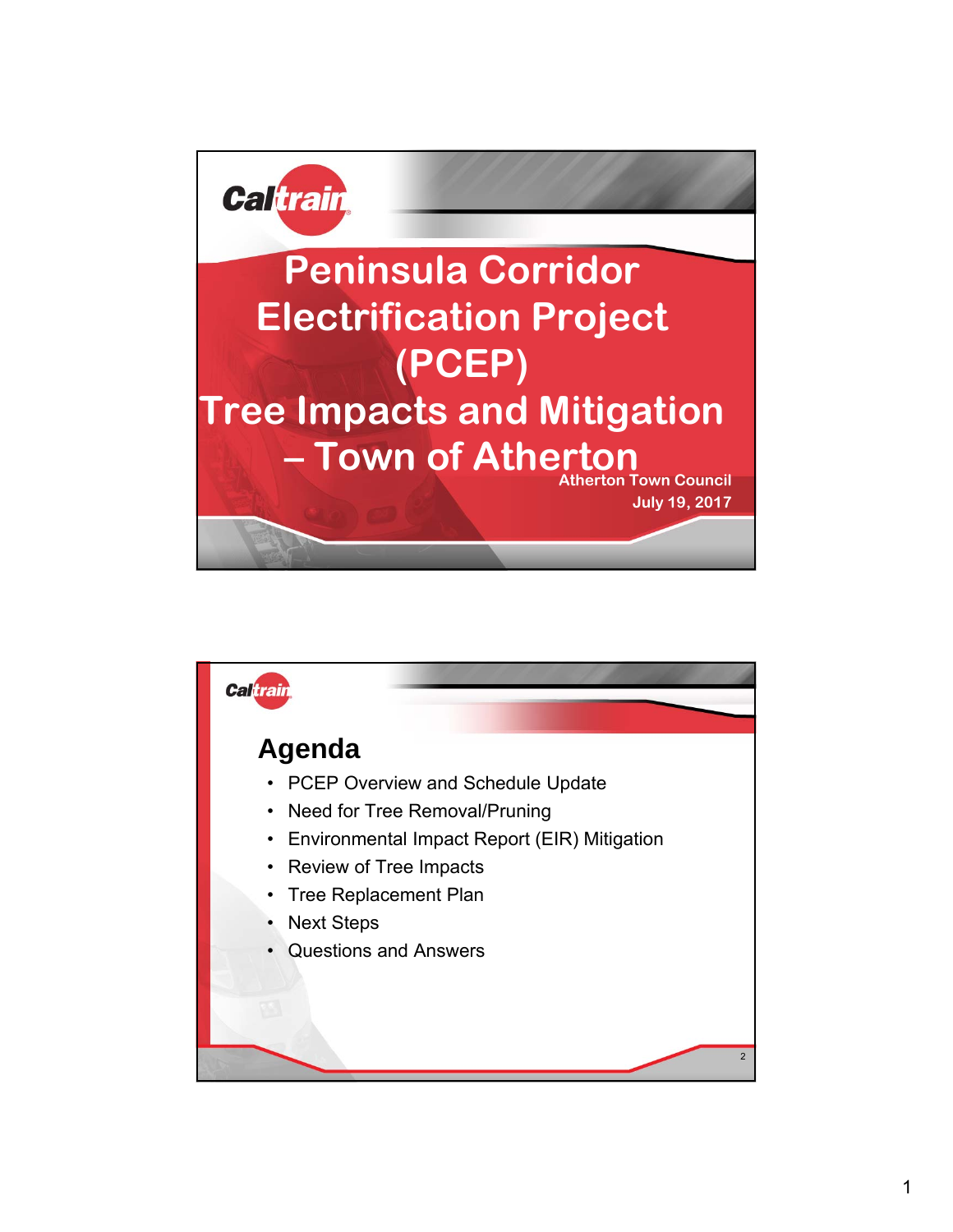# Peninsula Corridor Electrification Project (PCEP)

# Tree Impacts and Mitigation – Town of Atherton

Atherton Town Council

July 19, 2017

## Agenda

- PCEP Overview and Schedule Update
- Need for Tree Removal/Pruning
- Environmental Impact Report (EIR) Mitigation
- Review of Tree Impacts
- Tree Replacement Plan
- Next Steps
- Questions and Answers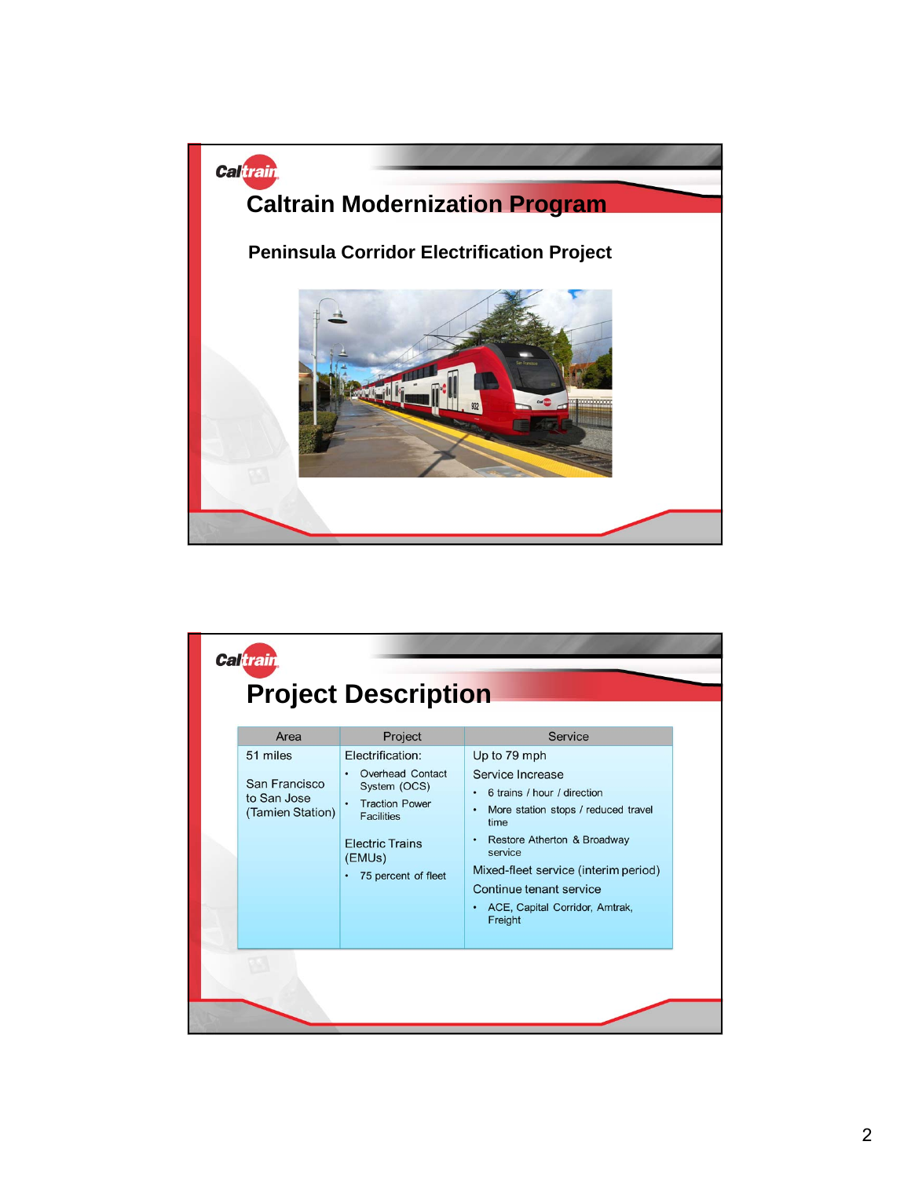Caltrain

# Caltrain Modernization Program

## Peninsula Corridor Electrification Project

Caltrain

# Project Description

| Area | Project | Service |
| --- | --- | --- |
| 51 miles<br><br>San Francisco to San Jose (Tamien Station) | Electrification:<br>• Overhead Contact System (OCS)<br>• Traction Power Facilities<br><br>Electric Trains (EMUs)<br>• 75 percent of fleet | Up to 79 mph<br>Service Increase<br>• 6 trains / hour / direction<br>• More station stops / reduced travel time<br>• Restore Atherton & Broadway service<br>Mixed-fleet service (interim period)<br>Continue tenant service<br>• ACE, Capital Corridor, Amtrak, Freight |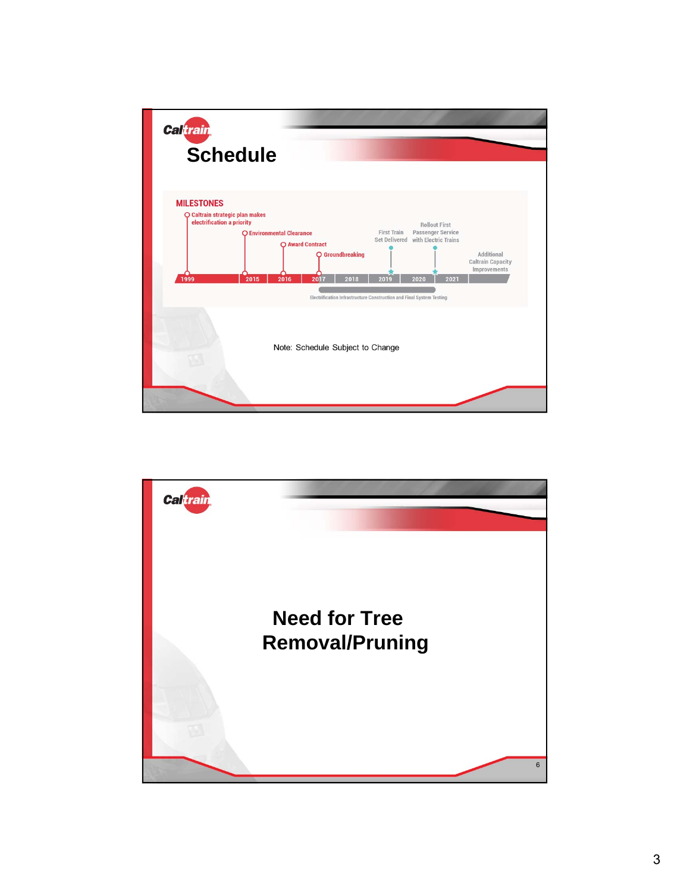## Schedule

**MILESTONES**

- 1999 — Caltrain strategic plan makes electrification a priority
- 2015 — Environmental Clearance
- 2016 — Award Contract
- 2017 — Groundbreaking
- 2019 — First Train Set Delivered
- 2020/2021 — Rollout First Passenger Service with Electric Trains
- Additional Caltrain Capacity Improvements

Electrification Infrastructure Construction and Final System Testing

Note: Schedule Subject to Change

---

## Need for Tree Removal/Pruning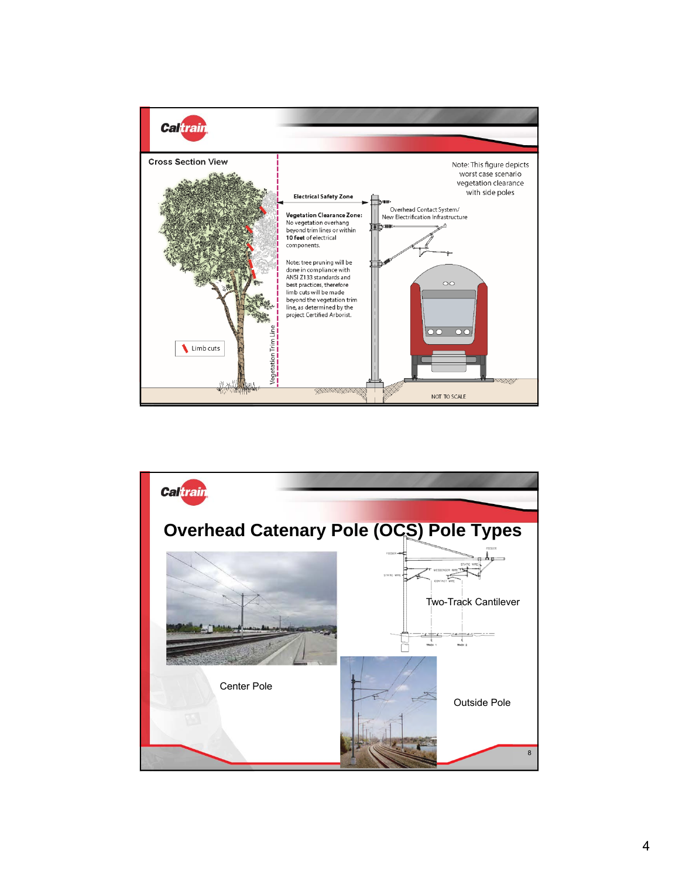Cross Section View

Note: This figure depicts worst case scenario vegetation clearance with side poles

Electrical Safety Zone

**Vegetation Clearance Zone:** No vegetation overhang beyond trim lines or within **10 feet** of electrical components.

Note: tree pruning will be done in compliance with ANSI Z133 standards and best practices, therefore limb cuts will be made beyond the vegetation trim line, as determined by the project Certified Arborist.

Overhead Contact System/ New Electrification Infrastructure

Limb cuts

Vegetation Trim Line

NOT TO SCALE

# Overhead Catenary Pole (OCS) Pole Types

Center Pole

Two-Track Cantilever

Outside Pole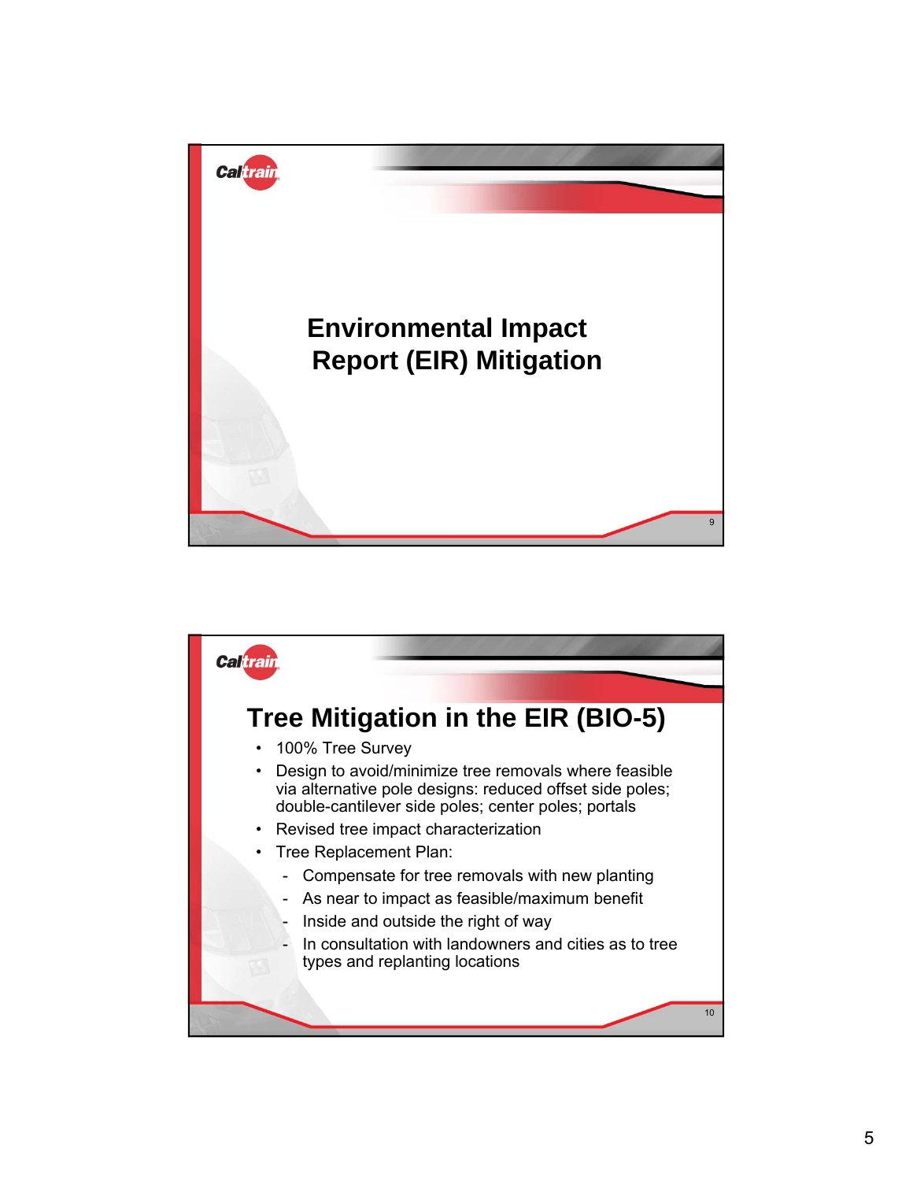# Environmental Impact Report (EIR) Mitigation

## Tree Mitigation in the EIR (BIO-5)

- 100% Tree Survey
- Design to avoid/minimize tree removals where feasible via alternative pole designs: reduced offset side poles; double-cantilever side poles; center poles; portals
- Revised tree impact characterization
- Tree Replacement Plan:
  - Compensate for tree removals with new planting
  - As near to impact as feasible/maximum benefit
  - Inside and outside the right of way
  - In consultation with landowners and cities as to tree types and replanting locations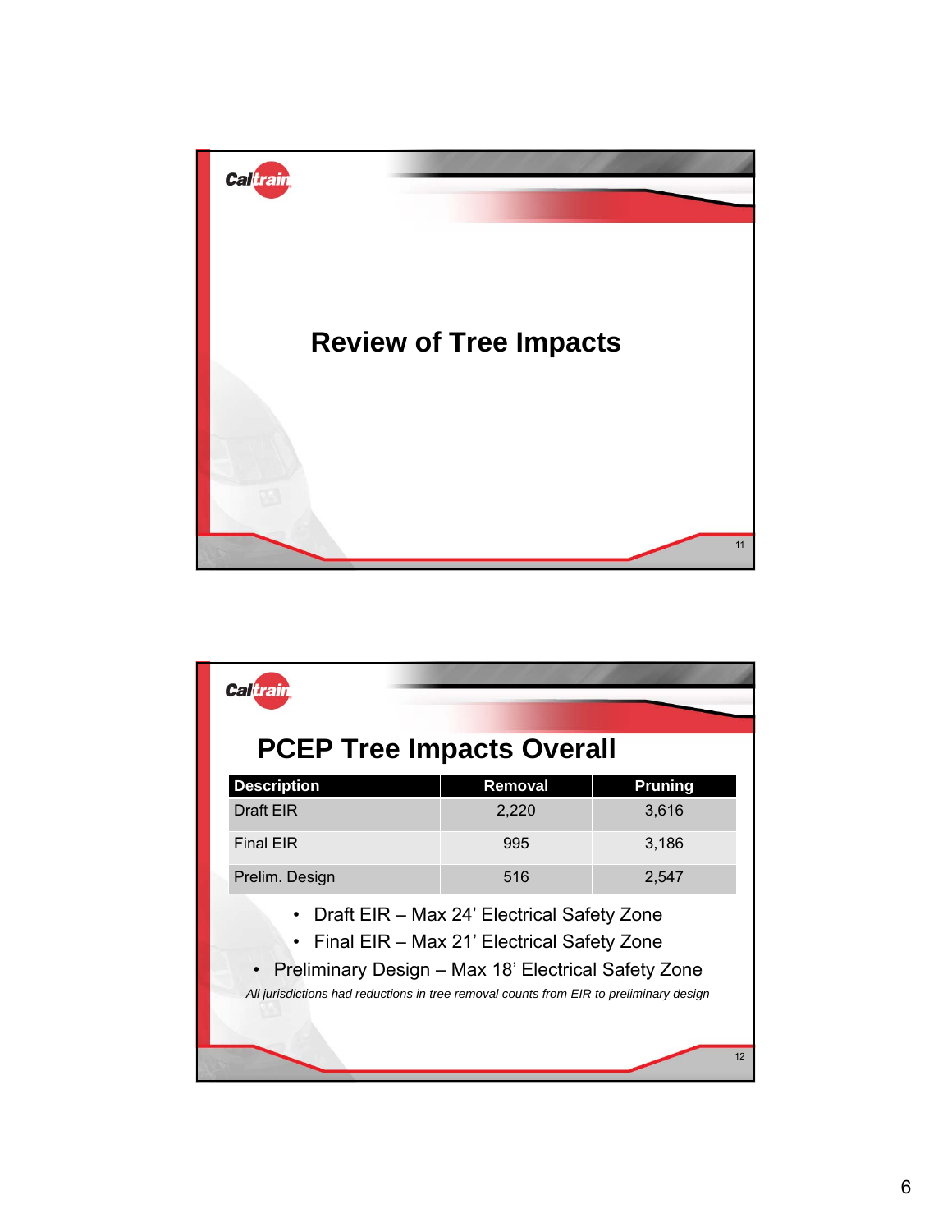# Review of Tree Impacts

## PCEP Tree Impacts Overall

| Description | Removal | Pruning |
|---|---|---|
| Draft EIR | 2,220 | 3,616 |
| Final EIR | 995 | 3,186 |
| Prelim. Design | 516 | 2,547 |

- Draft EIR – Max 24' Electrical Safety Zone
- Final EIR – Max 21' Electrical Safety Zone
- Preliminary Design – Max 18' Electrical Safety Zone

*All jurisdictions had reductions in tree removal counts from EIR to preliminary design*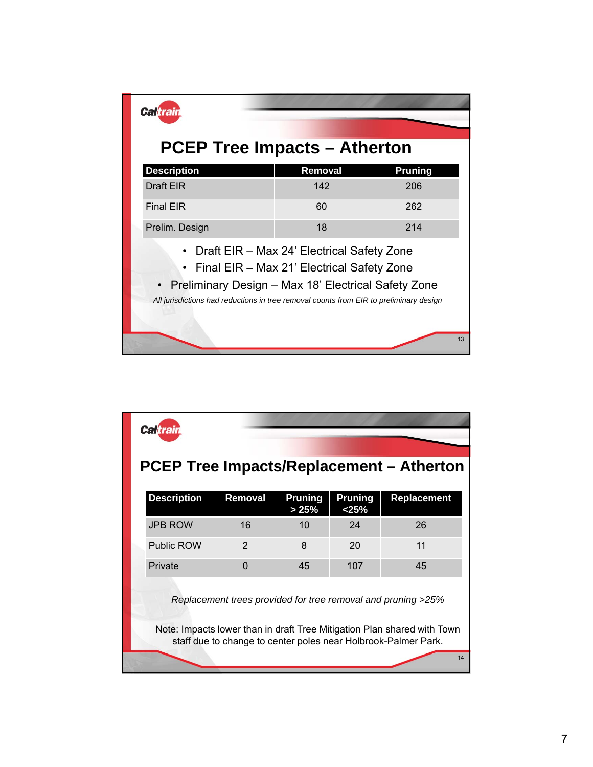## PCEP Tree Impacts – Atherton

| Description | Removal | Pruning |
|---|---|---|
| Draft EIR | 142 | 206 |
| Final EIR | 60 | 262 |
| Prelim. Design | 18 | 214 |

- Draft EIR – Max 24' Electrical Safety Zone
- Final EIR – Max 21' Electrical Safety Zone
- Preliminary Design – Max 18' Electrical Safety Zone

*All jurisdictions had reductions in tree removal counts from EIR to preliminary design*

## PCEP Tree Impacts/Replacement – Atherton

| Description | Removal | Pruning > 25% | Pruning <25% | Replacement |
|---|---|---|---|---|
| JPB ROW | 16 | 10 | 24 | 26 |
| Public ROW | 2 | 8 | 20 | 11 |
| Private | 0 | 45 | 107 | 45 |

*Replacement trees provided for tree removal and pruning >25%*

Note: Impacts lower than in draft Tree Mitigation Plan shared with Town staff due to change to center poles near Holbrook-Palmer Park.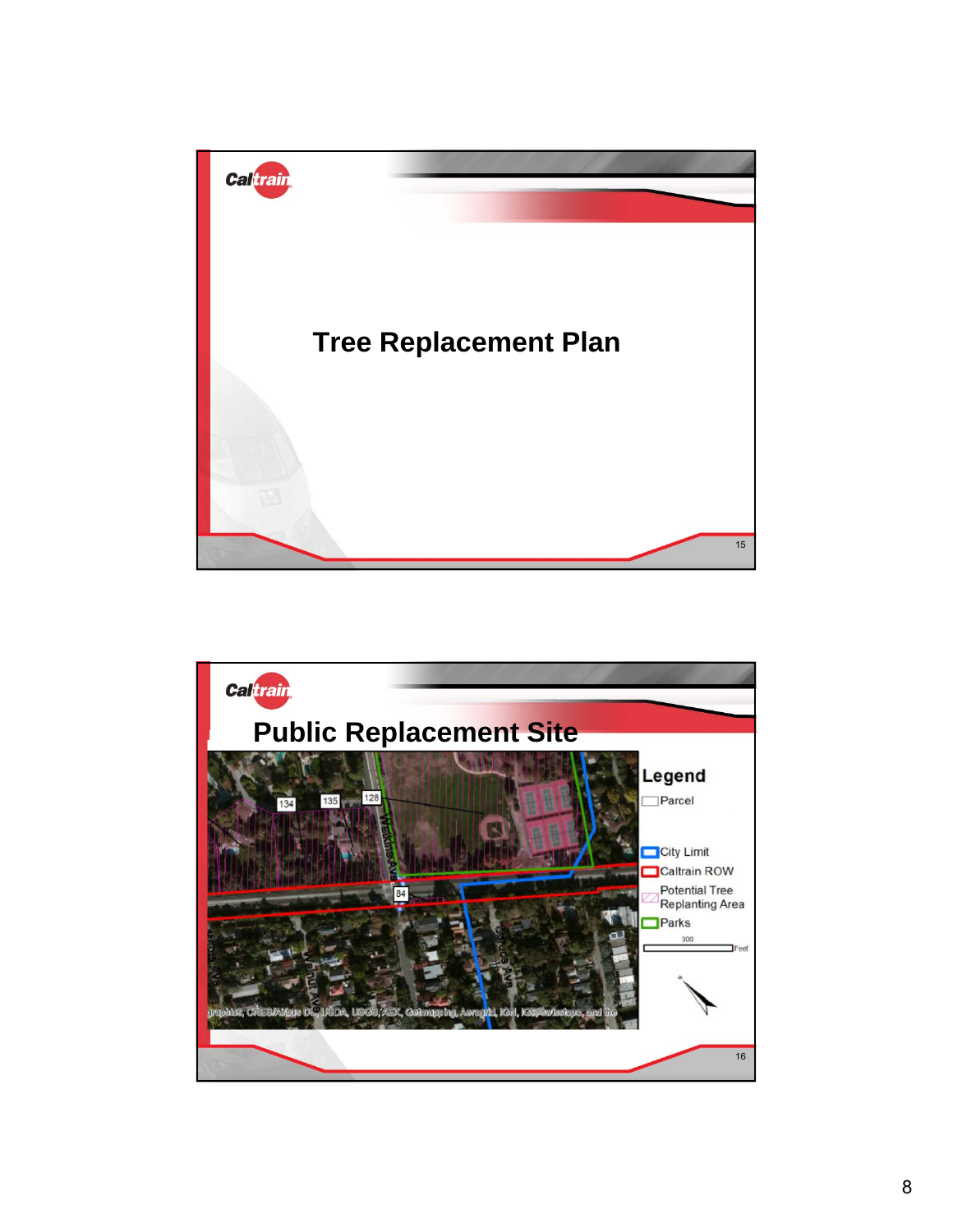# Tree Replacement Plan

# Public Replacement Site

**Legend**

- Parcel
- City Limit
- Caltrain ROW
- Potential Tree Replanting Area
- Parks

300 Feet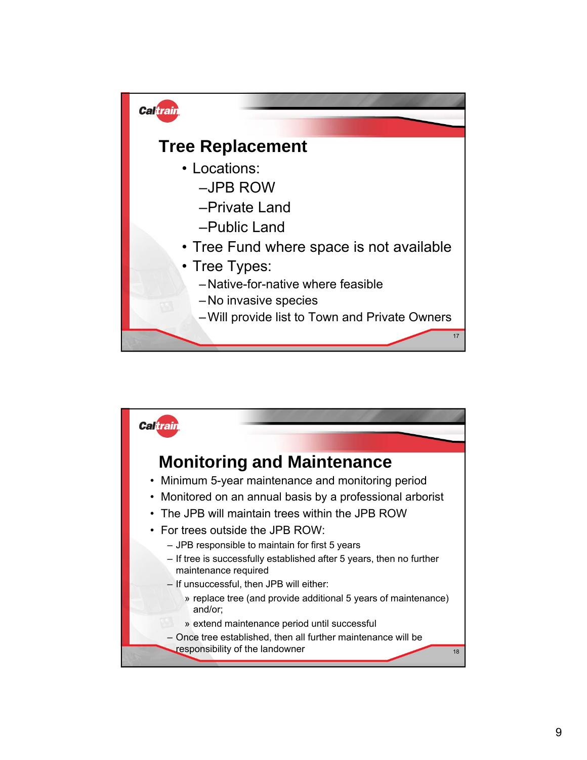## Tree Replacement

- Locations:
  - JPB ROW
  - Private Land
  - Public Land
- Tree Fund where space is not available
- Tree Types:
  - Native-for-native where feasible
  - No invasive species
  - Will provide list to Town and Private Owners

## Monitoring and Maintenance

- Minimum 5-year maintenance and monitoring period
- Monitored on an annual basis by a professional arborist
- The JPB will maintain trees within the JPB ROW
- For trees outside the JPB ROW:
  - JPB responsible to maintain for first 5 years
  - If tree is successfully established after 5 years, then no further maintenance required
  - If unsuccessful, then JPB will either:
    - » replace tree (and provide additional 5 years of maintenance) and/or;
    - » extend maintenance period until successful
  - Once tree established, then all further maintenance will be responsibility of the landowner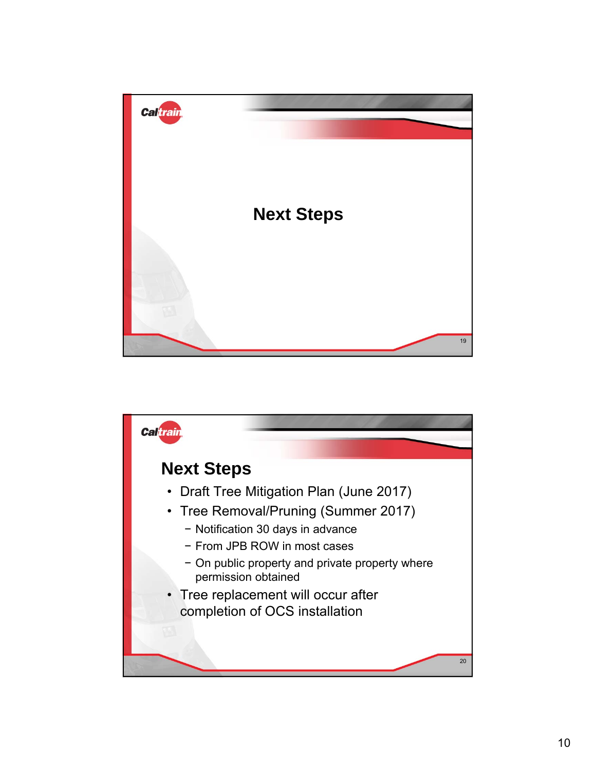# Next Steps

## Next Steps

- Draft Tree Mitigation Plan (June 2017)
- Tree Removal/Pruning (Summer 2017)
  - Notification 30 days in advance
  - From JPB ROW in most cases
  - On public property and private property where permission obtained
- Tree replacement will occur after completion of OCS installation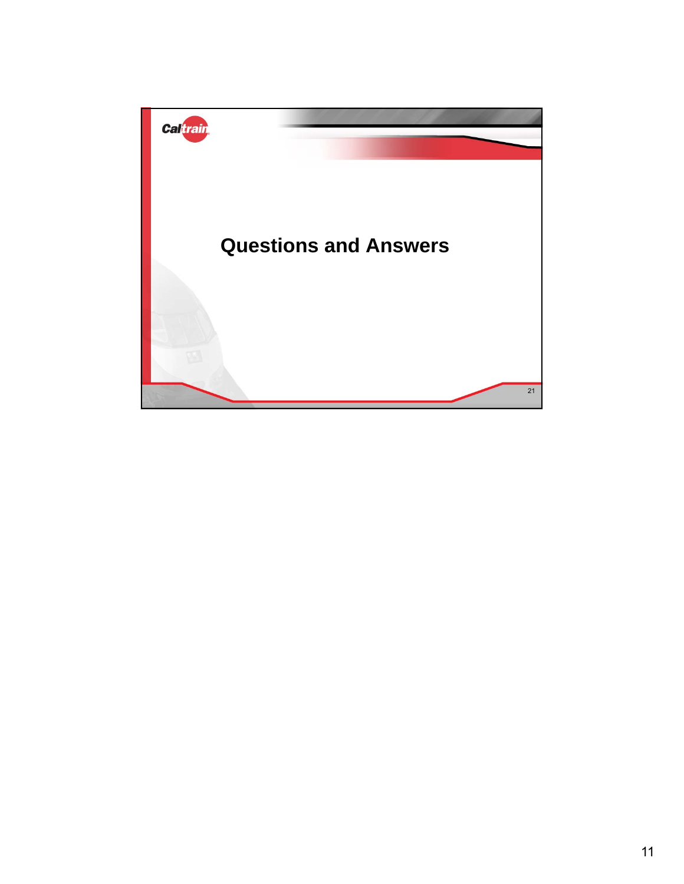# Questions and Answers